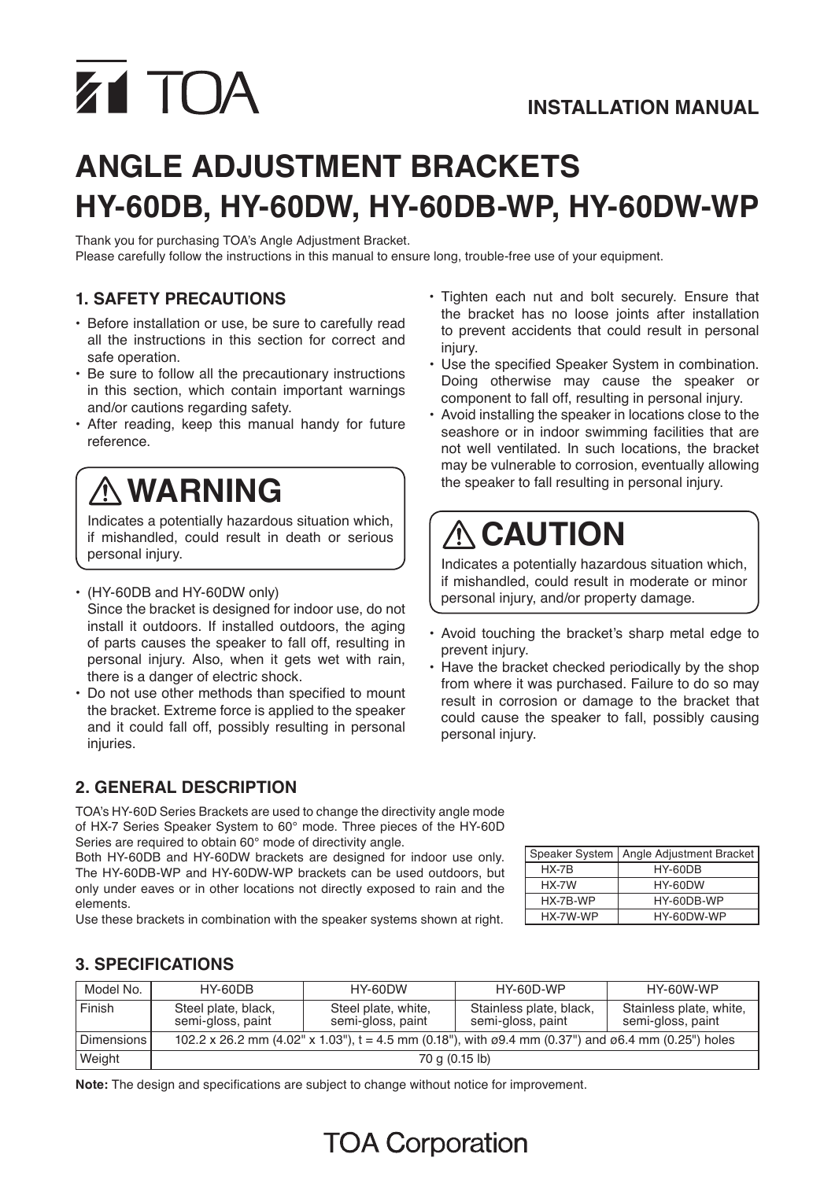TOA

**INSTALLATION MANUAL**

# ANGLE ADJUSTMENT BRACKETS HY-60DB, HY-60DW, HY-60DB-WP, HY-60DW-WP

Thank you for purchasing TOA's Angle Adjustment Bracket.
Please carefully follow the instructions in this manual to ensure long, trouble-free use of your equipment.

## 1. SAFETY PRECAUTIONS

- Before installation or use, be sure to carefully read all the instructions in this section for correct and safe operation.
- Be sure to follow all the precautionary instructions in this section, which contain important warnings and/or cautions regarding safety.
- After reading, keep this manual handy for future reference.

### ⚠ WARNING

Indicates a potentially hazardous situation which, if mishandled, could result in death or serious personal injury.

- (HY-60DB and HY-60DW only)
  Since the bracket is designed for indoor use, do not install it outdoors. If installed outdoors, the aging of parts causes the speaker to fall off, resulting in personal injury. Also, when it gets wet with rain, there is a danger of electric shock.
- Do not use other methods than specified to mount the bracket. Extreme force is applied to the speaker and it could fall off, possibly resulting in personal injuries.
- Tighten each nut and bolt securely. Ensure that the bracket has no loose joints after installation to prevent accidents that could result in personal injury.
- Use the specified Speaker System in combination. Doing otherwise may cause the speaker or component to fall off, resulting in personal injury.
- Avoid installing the speaker in locations close to the seashore or in indoor swimming facilities that are not well ventilated. In such locations, the bracket may be vulnerable to corrosion, eventually allowing the speaker to fall resulting in personal injury.

### ⚠ CAUTION

Indicates a potentially hazardous situation which, if mishandled, could result in moderate or minor personal injury, and/or property damage.

- Avoid touching the bracket's sharp metal edge to prevent injury.
- Have the bracket checked periodically by the shop from where it was purchased. Failure to do so may result in corrosion or damage to the bracket that could cause the speaker to fall, possibly causing personal injury.

## 2. GENERAL DESCRIPTION

TOA's HY-60D Series Brackets are used to change the directivity angle mode of HX-7 Series Speaker System to 60° mode. Three pieces of the HY-60D Series are required to obtain 60° mode of directivity angle.
Both HY-60DB and HY-60DW brackets are designed for indoor use only. The HY-60DB-WP and HY-60DW-WP brackets can be used outdoors, but only under eaves or in other locations not directly exposed to rain and the elements.
Use these brackets in combination with the speaker systems shown at right.

| Speaker System | Angle Adjustment Bracket |
|---|---|
| HX-7B | HY-60DB |
| HX-7W | HY-60DW |
| HX-7B-WP | HY-60DB-WP |
| HX-7W-WP | HY-60DW-WP |

## 3. SPECIFICATIONS

| Model No. | HY-60DB | HY-60DW | HY-60D-WP | HY-60W-WP |
|---|---|---|---|---|
| Finish | Steel plate, black, semi-gloss, paint | Steel plate, white, semi-gloss, paint | Stainless plate, black, semi-gloss, paint | Stainless plate, white, semi-gloss, paint |
| Dimensions | 102.2 x 26.2 mm (4.02" x 1.03"), t = 4.5 mm (0.18"), with ø9.4 mm (0.37") and ø6.4 mm (0.25") holes | | | |
| Weight | 70 g (0.15 lb) | | | |

**Note:** The design and specifications are subject to change without notice for improvement.

TOA Corporation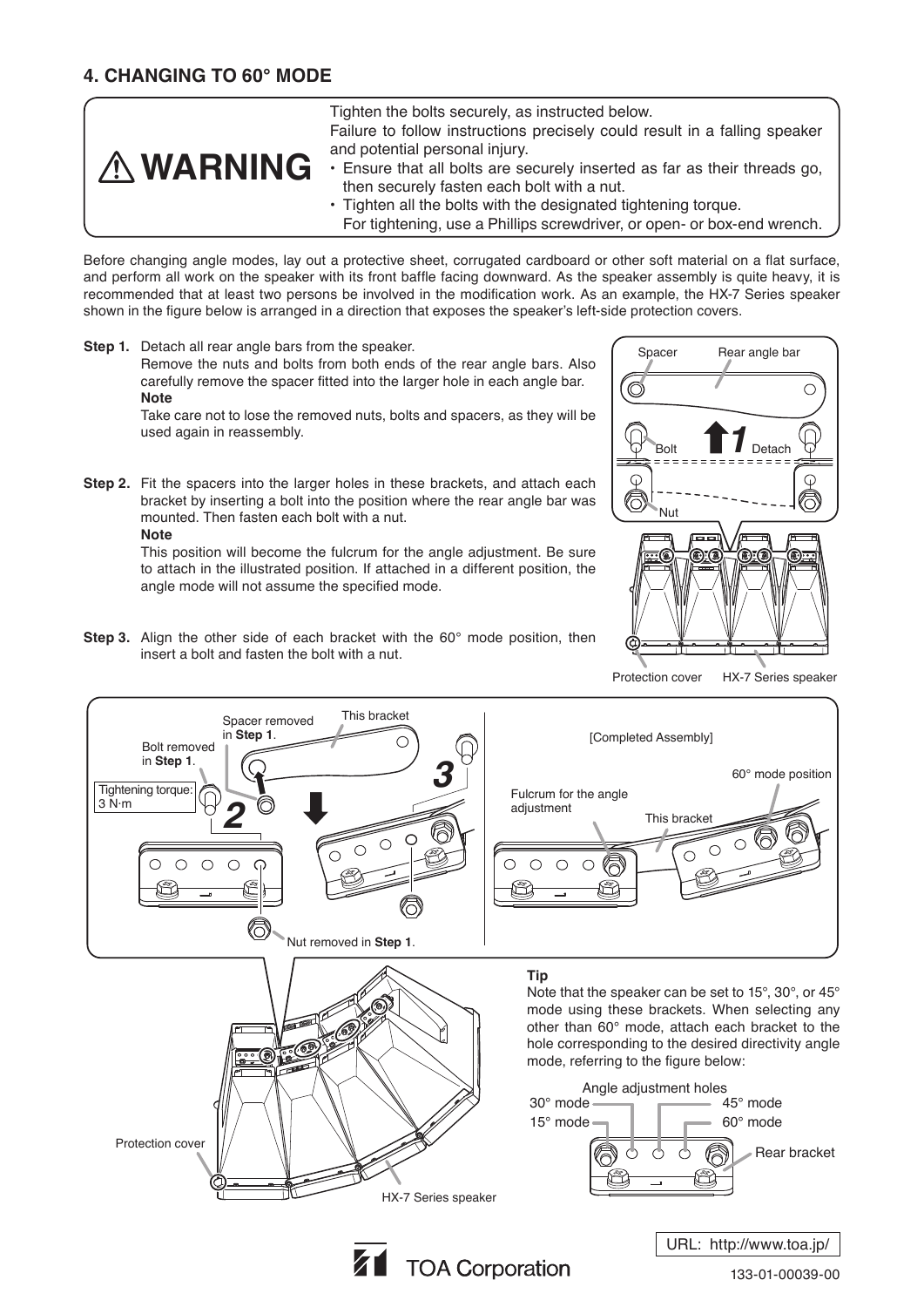## 4. CHANGING TO 60° MODE

> ⚠ **WARNING**
>
> Tighten the bolts securely, as instructed below.
> Failure to follow instructions precisely could result in a falling speaker and potential personal injury.
> - Ensure that all bolts are securely inserted as far as their threads go, then securely fasten each bolt with a nut.
> - Tighten all the bolts with the designated tightening torque.
>   For tightening, use a Phillips screwdriver, or open- or box-end wrench.

Before changing angle modes, lay out a protective sheet, corrugated cardboard or other soft material on a flat surface, and perform all work on the speaker with its front baffle facing downward. As the speaker assembly is quite heavy, it is recommended that at least two persons be involved in the modification work. As an example, the HX-7 Series speaker shown in the figure below is arranged in a direction that exposes the speaker's left-side protection covers.

**Step 1.** Detach all rear angle bars from the speaker.
Remove the nuts and bolts from both ends of the rear angle bars. Also carefully remove the spacer fitted into the larger hole in each angle bar.
**Note**
Take care not to lose the removed nuts, bolts and spacers, as they will be used again in reassembly.

**Step 2.** Fit the spacers into the larger holes in these brackets, and attach each bracket by inserting a bolt into the position where the rear angle bar was mounted. Then fasten each bolt with a nut.
**Note**
This position will become the fulcrum for the angle adjustment. Be sure to attach in the illustrated position. If attached in a different position, the angle mode will not assume the specified mode.

**Step 3.** Align the other side of each bracket with the 60° mode position, then insert a bolt and fasten the bolt with a nut.

Spacer
Rear angle bar
Bolt
1 Detach
Nut
Protection cover
HX-7 Series speaker

Spacer removed in **Step 1**.
This bracket
Bolt removed in **Step 1**.
Tightening torque: 3 N·m
2
3
Nut removed in **Step 1**.

[Completed Assembly]
60° mode position
Fulcrum for the angle adjustment
This bracket

Protection cover
HX-7 Series speaker

**Tip**
Note that the speaker can be set to 15°, 30°, or 45° mode using these brackets. When selecting any other than 60° mode, attach each bracket to the hole corresponding to the desired directivity angle mode, referring to the figure below:

Angle adjustment holes
30° mode
15° mode
45° mode
60° mode
Rear bracket

TOA Corporation

URL: http://www.toa.jp/

133-01-00039-00